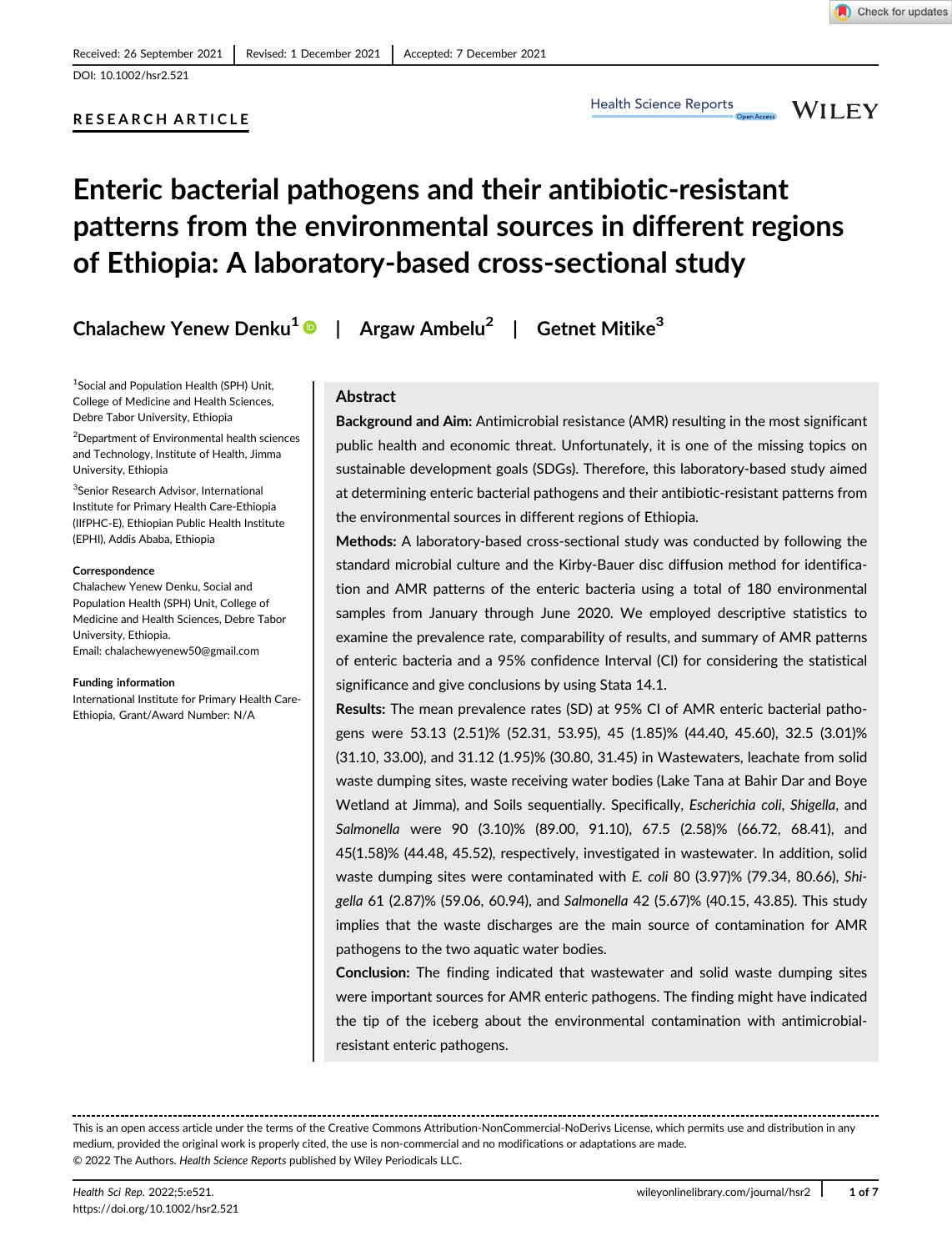Received: 26 September 2021 | Revised: 1 December 2021 | Accepted: 7 December 2021

DOI: 10.1002/hsr2.521

**RESEARCH ARTICLE**

# Enteric bacterial pathogens and their antibiotic-resistant patterns from the environmental sources in different regions of Ethiopia: A laboratory-based cross-sectional study

**Chalachew Yenew Denku[1] | Argaw Ambelu[2] | Getnet Mitike[3]**

[1]Social and Population Health (SPH) Unit, College of Medicine and Health Sciences, Debre Tabor University, Ethiopia

[2]Department of Environmental health sciences and Technology, Institute of Health, Jimma University, Ethiopia

[3]Senior Research Advisor, International Institute for Primary Health Care-Ethiopia (IIfPHC-E), Ethiopian Public Health Institute (EPHI), Addis Ababa, Ethiopia

**Correspondence**

Chalachew Yenew Denku, Social and Population Health (SPH) Unit, College of Medicine and Health Sciences, Debre Tabor University, Ethiopia.
Email: chalachewyenew50@gmail.com

**Funding information**

International Institute for Primary Health Care-Ethiopia, Grant/Award Number: N/A

## Abstract

**Background and Aim:** Antimicrobial resistance (AMR) resulting in the most significant public health and economic threat. Unfortunately, it is one of the missing topics on sustainable development goals (SDGs). Therefore, this laboratory-based study aimed at determining enteric bacterial pathogens and their antibiotic-resistant patterns from the environmental sources in different regions of Ethiopia.

**Methods:** A laboratory-based cross-sectional study was conducted by following the standard microbial culture and the Kirby-Bauer disc diffusion method for identification and AMR patterns of the enteric bacteria using a total of 180 environmental samples from January through June 2020. We employed descriptive statistics to examine the prevalence rate, comparability of results, and summary of AMR patterns of enteric bacteria and a 95% confidence Interval (CI) for considering the statistical significance and give conclusions by using Stata 14.1.

**Results:** The mean prevalence rates (SD) at 95% CI of AMR enteric bacterial pathogens were 53.13 (2.51)% (52.31, 53.95), 45 (1.85)% (44.40, 45.60), 32.5 (3.01)% (31.10, 33.00), and 31.12 (1.95)% (30.80, 31.45) in Wastewaters, leachate from solid waste dumping sites, waste receiving water bodies (Lake Tana at Bahir Dar and Boye Wetland at Jimma), and Soils sequentially. Specifically, *Escherichia coli*, *Shigella*, and *Salmonella* were 90 (3.10)% (89.00, 91.10), 67.5 (2.58)% (66.72, 68.41), and 45(1.58)% (44.48, 45.52), respectively, investigated in wastewater. In addition, solid waste dumping sites were contaminated with *E. coli* 80 (3.97)% (79.34, 80.66), *Shigella* 61 (2.87)% (59.06, 60.94), and *Salmonella* 42 (5.67)% (40.15, 43.85). This study implies that the waste discharges are the main source of contamination for AMR pathogens to the two aquatic water bodies.

**Conclusion:** The finding indicated that wastewater and solid waste dumping sites were important sources for AMR enteric pathogens. The finding might have indicated the tip of the iceberg about the environmental contamination with antimicrobial-resistant enteric pathogens.

---

This is an open access article under the terms of the Creative Commons Attribution-NonCommercial-NoDerivs License, which permits use and distribution in any medium, provided the original work is properly cited, the use is non-commercial and no modifications or adaptations are made.
© 2022 The Authors. *Health Science Reports* published by Wiley Periodicals LLC.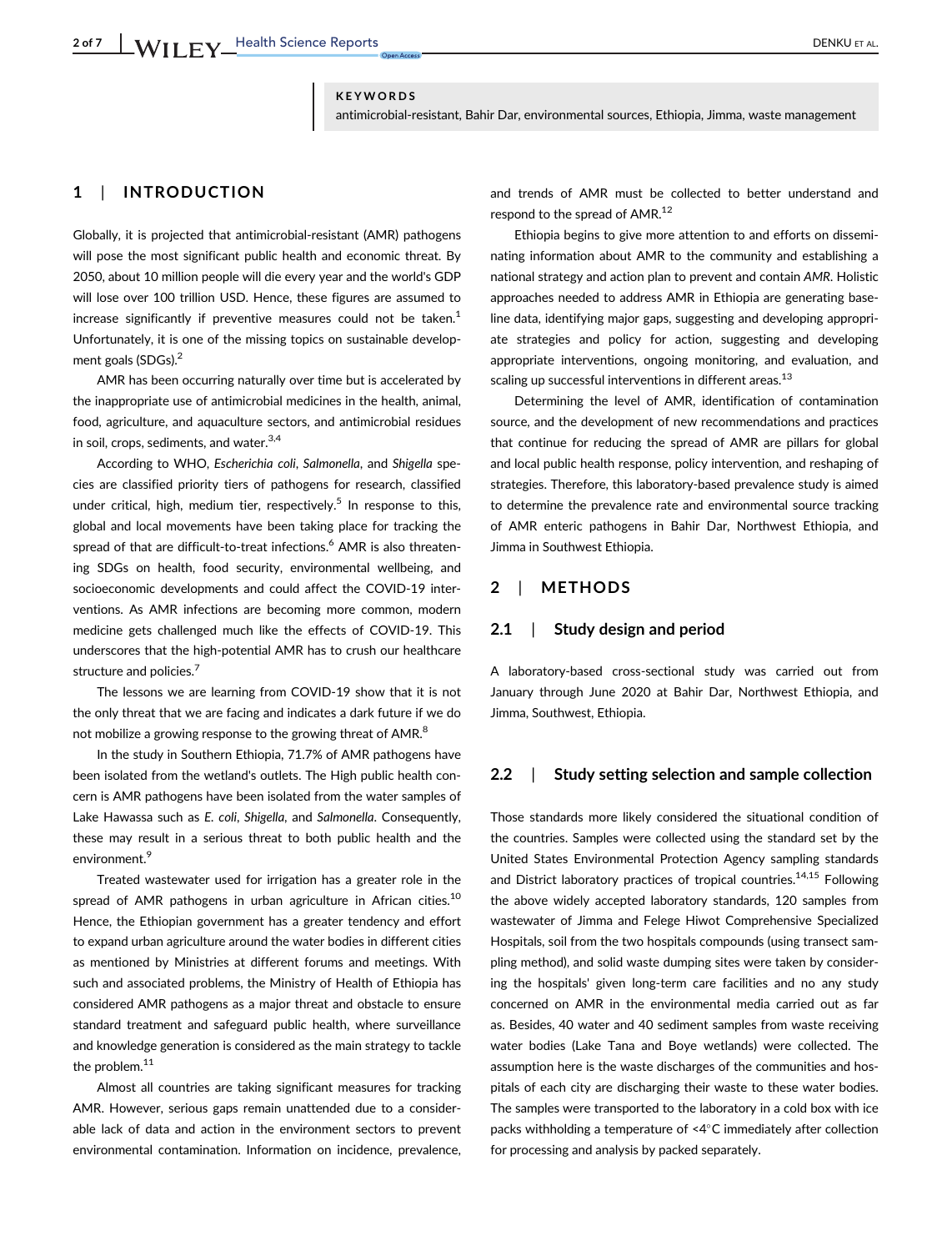**KEYWORDS**

antimicrobial-resistant, Bahir Dar, environmental sources, Ethiopia, Jimma, waste management

## 1 | INTRODUCTION

Globally, it is projected that antimicrobial-resistant (AMR) pathogens will pose the most significant public health and economic threat. By 2050, about 10 million people will die every year and the world's GDP will lose over 100 trillion USD. Hence, these figures are assumed to increase significantly if preventive measures could not be taken.[1] Unfortunately, it is one of the missing topics on sustainable development goals (SDGs).[2]

AMR has been occurring naturally over time but is accelerated by the inappropriate use of antimicrobial medicines in the health, animal, food, agriculture, and aquaculture sectors, and antimicrobial residues in soil, crops, sediments, and water.[3,4]

According to WHO, *Escherichia coli*, *Salmonella*, and *Shigella* species are classified priority tiers of pathogens for research, classified under critical, high, medium tier, respectively.[5] In response to this, global and local movements have been taking place for tracking the spread of that are difficult-to-treat infections.[6] AMR is also threatening SDGs on health, food security, environmental wellbeing, and socioeconomic developments and could affect the COVID-19 interventions. As AMR infections are becoming more common, modern medicine gets challenged much like the effects of COVID-19. This underscores that the high-potential AMR has to crush our healthcare structure and policies.[7]

The lessons we are learning from COVID-19 show that it is not the only threat that we are facing and indicates a dark future if we do not mobilize a growing response to the growing threat of AMR.[8]

In the study in Southern Ethiopia, 71.7% of AMR pathogens have been isolated from the wetland's outlets. The High public health concern is AMR pathogens have been isolated from the water samples of Lake Hawassa such as *E. coli*, *Shigella*, and *Salmonella*. Consequently, these may result in a serious threat to both public health and the environment.[9]

Treated wastewater used for irrigation has a greater role in the spread of AMR pathogens in urban agriculture in African cities.[10] Hence, the Ethiopian government has a greater tendency and effort to expand urban agriculture around the water bodies in different cities as mentioned by Ministries at different forums and meetings. With such and associated problems, the Ministry of Health of Ethiopia has considered AMR pathogens as a major threat and obstacle to ensure standard treatment and safeguard public health, where surveillance and knowledge generation is considered as the main strategy to tackle the problem.[11]

Almost all countries are taking significant measures for tracking AMR. However, serious gaps remain unattended due to a considerable lack of data and action in the environment sectors to prevent environmental contamination. Information on incidence, prevalence, and trends of AMR must be collected to better understand and respond to the spread of AMR.[12]

Ethiopia begins to give more attention to and efforts on disseminating information about AMR to the community and establishing a national strategy and action plan to prevent and contain *AMR*. Holistic approaches needed to address AMR in Ethiopia are generating baseline data, identifying major gaps, suggesting and developing appropriate strategies and policy for action, suggesting and developing appropriate interventions, ongoing monitoring, and evaluation, and scaling up successful interventions in different areas.[13]

Determining the level of AMR, identification of contamination source, and the development of new recommendations and practices that continue for reducing the spread of AMR are pillars for global and local public health response, policy intervention, and reshaping of strategies. Therefore, this laboratory-based prevalence study is aimed to determine the prevalence rate and environmental source tracking of AMR enteric pathogens in Bahir Dar, Northwest Ethiopia, and Jimma in Southwest Ethiopia.

## 2 | METHODS

### 2.1 | Study design and period

A laboratory-based cross-sectional study was carried out from January through June 2020 at Bahir Dar, Northwest Ethiopia, and Jimma, Southwest, Ethiopia.

### 2.2 | Study setting selection and sample collection

Those standards more likely considered the situational condition of the countries. Samples were collected using the standard set by the United States Environmental Protection Agency sampling standards and District laboratory practices of tropical countries.[14,15] Following the above widely accepted laboratory standards, 120 samples from wastewater of Jimma and Felege Hiwot Comprehensive Specialized Hospitals, soil from the two hospitals compounds (using transect sampling method), and solid waste dumping sites were taken by considering the hospitals' given long-term care facilities and no any study concerned on AMR in the environmental media carried out as far as. Besides, 40 water and 40 sediment samples from waste receiving water bodies (Lake Tana and Boye wetlands) were collected. The assumption here is the waste discharges of the communities and hospitals of each city are discharging their waste to these water bodies. The samples were transported to the laboratory in a cold box with ice packs withholding a temperature of <4°C immediately after collection for processing and analysis by packed separately.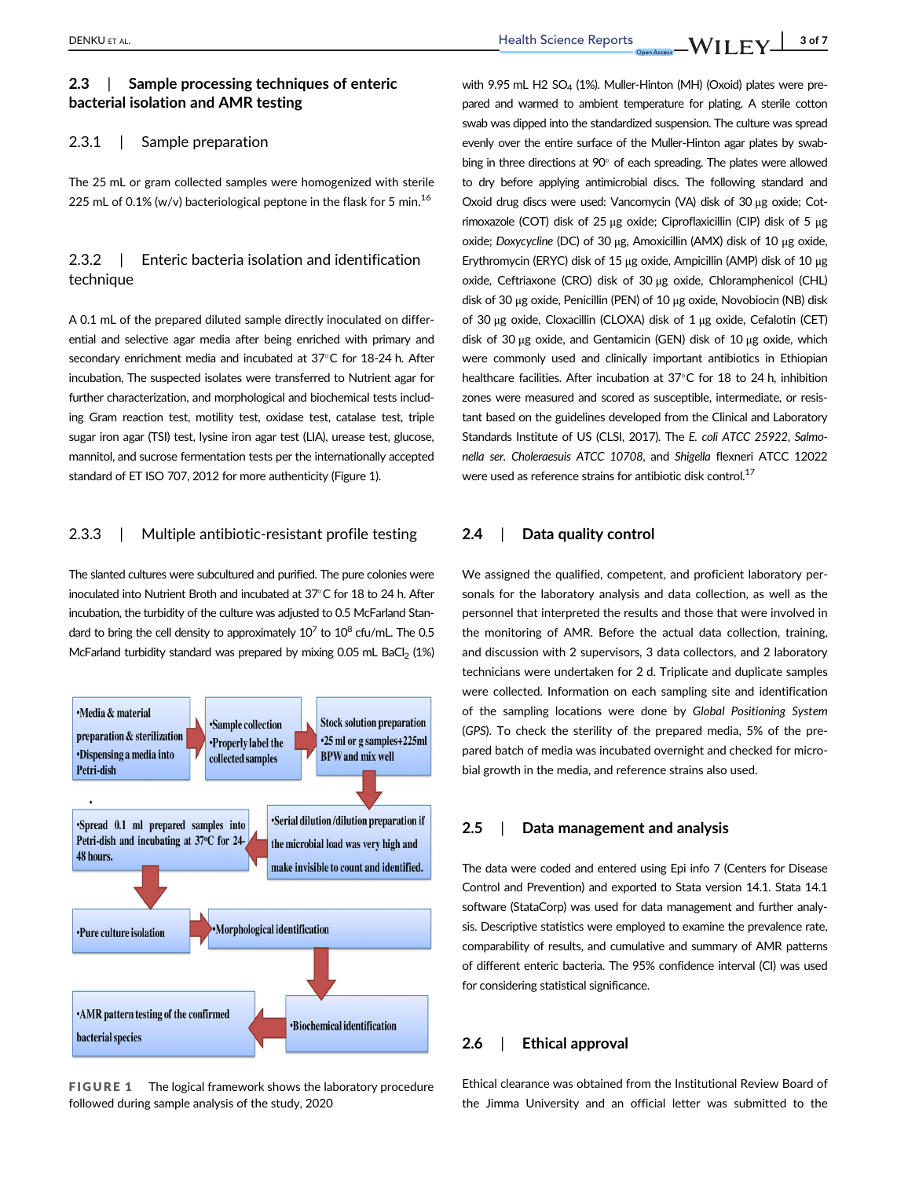### 2.3 | Sample processing techniques of enteric bacterial isolation and AMR testing

#### 2.3.1 | Sample preparation

The 25 mL or gram collected samples were homogenized with sterile 225 mL of 0.1% (w/v) bacteriological peptone in the flask for 5 min.[16]

#### 2.3.2 | Enteric bacteria isolation and identification technique

A 0.1 mL of the prepared diluted sample directly inoculated on differential and selective agar media after being enriched with primary and secondary enrichment media and incubated at 37°C for 18-24 h. After incubation, The suspected isolates were transferred to Nutrient agar for further characterization, and morphological and biochemical tests including Gram reaction test, motility test, oxidase test, catalase test, triple sugar iron agar (TSI) test, lysine iron agar test (LIA), urease test, glucose, mannitol, and sucrose fermentation tests per the internationally accepted standard of ET ISO 707, 2012 for more authenticity (Figure 1).

#### 2.3.3 | Multiple antibiotic-resistant profile testing

The slanted cultures were subcultured and purified. The pure colonies were inoculated into Nutrient Broth and incubated at 37°C for 18 to 24 h. After incubation, the turbidity of the culture was adjusted to 0.5 McFarland Standard to bring the cell density to approximately $10^7$ to $10^8$ cfu/mL. The 0.5 McFarland turbidity standard was prepared by mixing 0.05 mL $BaCl_2$ (1%) with 9.95 mL $H_2SO_4$ (1%). Muller-Hinton (MH) (Oxoid) plates were prepared and warmed to ambient temperature for plating. A sterile cotton swab was dipped into the standardized suspension. The culture was spread evenly over the entire surface of the Muller-Hinton agar plates by swabbing in three directions at 90° of each spreading. The plates were allowed to dry before applying antimicrobial discs. The following standard and Oxoid drug discs were used: Vancomycin (VA) disk of 30 μg oxide; Cotrimoxazole (COT) disk of 25 μg oxide; Ciproflaxicillin (CIP) disk of 5 μg oxide; *Doxycycline* (DC) of 30 μg, Amoxicillin (AMX) disk of 10 μg oxide, Erythromycin (ERYC) disk of 15 μg oxide, Ampicillin (AMP) disk of 10 μg oxide, Ceftriaxone (CRO) disk of 30 μg oxide, Chloramphenicol (CHL) disk of 30 μg oxide, Penicillin (PEN) of 10 μg oxide, Novobiocin (NB) disk of 30 μg oxide, Cloxacillin (CLOXA) disk of 1 μg oxide, Cefalotin (CET) disk of 30 μg oxide, and Gentamicin (GEN) disk of 10 μg oxide, which were commonly used and clinically important antibiotics in Ethiopian healthcare facilities. After incubation at 37°C for 18 to 24 h, inhibition zones were measured and scored as susceptible, intermediate, or resistant based on the guidelines developed from the Clinical and Laboratory Standards Institute of US (CLSI, 2017). The *E. coli ATCC 25922*, *Salmonella ser. Choleraesuis ATCC 10708*, and *Shigella* flexneri ATCC 12022 were used as reference strains for antibiotic disk control.[17]

- Media & material preparation & sterilization
- Dispensing a media into Petri-dish
→ Sample collection; Properly label the collected samples
→ Stock solution preparation: 25 ml or g samples+225ml BPW and mix well
→ Serial dilution/dilution preparation if the microbial load was very high and make invisible to count and identified.
→ Spread 0.1 ml prepared samples into Petri-dish and incubating at 37°C for 24-48 hours.
→ Pure culture isolation
→ Morphological identification
→ Biochemical identification
→ AMR pattern testing of the confirmed bacterial species

**FIGURE 1** The logical framework shows the laboratory procedure followed during sample analysis of the study, 2020

### 2.4 | Data quality control

We assigned the qualified, competent, and proficient laboratory personals for the laboratory analysis and data collection, as well as the personnel that interpreted the results and those that were involved in the monitoring of AMR. Before the actual data collection, training, and discussion with 2 supervisors, 3 data collectors, and 2 laboratory technicians were undertaken for 2 d. Triplicate and duplicate samples were collected. Information on each sampling site and identification of the sampling locations were done by *Global Positioning System* (*GPS*). To check the sterility of the prepared media, 5% of the prepared batch of media was incubated overnight and checked for microbial growth in the media, and reference strains also used.

### 2.5 | Data management and analysis

The data were coded and entered using Epi info 7 (Centers for Disease Control and Prevention) and exported to Stata version 14.1. Stata 14.1 software (StataCorp) was used for data management and further analysis. Descriptive statistics were employed to examine the prevalence rate, comparability of results, and cumulative and summary of AMR patterns of different enteric bacteria. The 95% confidence interval (CI) was used for considering statistical significance.

### 2.6 | Ethical approval

Ethical clearance was obtained from the Institutional Review Board of the Jimma University and an official letter was submitted to the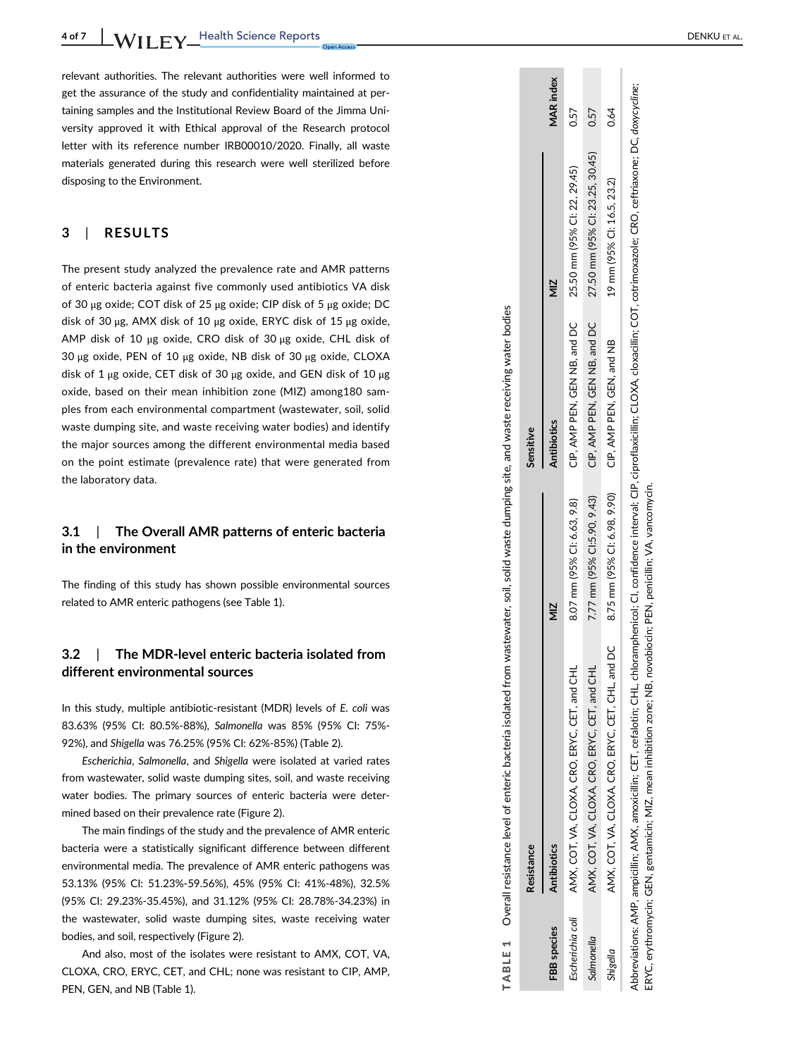relevant authorities. The relevant authorities were well informed to get the assurance of the study and confidentiality maintained at pertaining samples and the Institutional Review Board of the Jimma University approved it with Ethical approval of the Research protocol letter with its reference number IRB00010/2020. Finally, all waste materials generated during this research were well sterilized before disposing to the Environment.

## 3 | RESULTS

The present study analyzed the prevalence rate and AMR patterns of enteric bacteria against five commonly used antibiotics VA disk of 30 μg oxide; COT disk of 25 μg oxide; CIP disk of 5 μg oxide; DC disk of 30 μg, AMX disk of 10 μg oxide, ERYC disk of 15 μg oxide, AMP disk of 10 μg oxide, CRO disk of 30 μg oxide, CHL disk of 30 μg oxide, PEN of 10 μg oxide, NB disk of 30 μg oxide, CLOXA disk of 1 μg oxide, CET disk of 30 μg oxide, and GEN disk of 10 μg oxide, based on their mean inhibition zone (MIZ) among180 samples from each environmental compartment (wastewater, soil, solid waste dumping site, and waste receiving water bodies) and identify the major sources among the different environmental media based on the point estimate (prevalence rate) that were generated from the laboratory data.

### 3.1 | The Overall AMR patterns of enteric bacteria in the environment

The finding of this study has shown possible environmental sources related to AMR enteric pathogens (see Table 1).

### 3.2 | The MDR-level enteric bacteria isolated from different environmental sources

In this study, multiple antibiotic-resistant (MDR) levels of *E. coli* was 83.63% (95% CI: 80.5%-88%), *Salmonella* was 85% (95% CI: 75%-92%), and *Shigella* was 76.25% (95% CI: 62%-85%) (Table 2).

*Escherichia*, *Salmonella*, and *Shigella* were isolated at varied rates from wastewater, solid waste dumping sites, soil, and waste receiving water bodies. The primary sources of enteric bacteria were determined based on their prevalence rate (Figure 2).

The main findings of the study and the prevalence of AMR enteric bacteria were a statistically significant difference between different environmental media. The prevalence of AMR enteric pathogens was 53.13% (95% CI: 51.23%-59.56%), 45% (95% CI: 41%-48%), 32.5% (95% CI: 29.23%-35.45%), and 31.12% (95% CI: 28.78%-34.23%) in the wastewater, solid waste dumping sites, waste receiving water bodies, and soil, respectively (Figure 2).

And also, most of the isolates were resistant to AMX, COT, VA, CLOXA, CRO, ERYC, CET, and CHL; none was resistant to CIP, AMP, PEN, GEN, and NB (Table 1).

**TABLE 1** Overall resistance level of enteric bacteria isolated from wastewater, soil, solid waste dumping site, and waste receiving water bodies

| FBB species | Resistance | | Sensitive | | MAR index |
|---|---|---|---|---|---|
| | Antibiotics | MIZ | Antibiotics | MIZ | |
| *Escherichia coli* | AMX, COT, VA, CLOXA, CRO, ERYC, CET, and CHL | 8.07 mm (95% CI: 6.63, 9.8) | CIP, AMP PEN, GEN NB, and DC | 25.50 mm (95% CI: 22, 29.45) | 0.57 |
| *Salmonella* | AMX, COT, VA, CLOXA, CRO, ERYC, CET, and CHL | 7.77 mm (95% CI:5.90, 9.43) | CIP, AMP PEN, GEN NB, and DC | 27.50 mm (95% CI: 23.25, 30.45) | 0.57 |
| *Shigella* | AMX, COT, VA, CLOXA, CRO, ERYC, CET, CHL, and DC | 8.75 mm (95% CI: 6.98, 9.90) | CIP, AMP PEN, GEN, and NB | 19 mm (95% CI: 16.5, 23.2) | 0.64 |

Abbreviations: AMP, ampicillin; AMX, amoxicillin; CET, cefalotin; CHL, chloramphenicol; CI, confidence interval; CIP, ciprofloxacillin; CLOXA, cloxacillin; COT, cotrimoxazole; CRO, ceftriaxone; DC, *doxycycline*; ERYC, erythromycin; GEN, gentamicin; MIZ, mean inhibition zone; NB, novobiocin; PEN, penicillin; VA, vancomycin.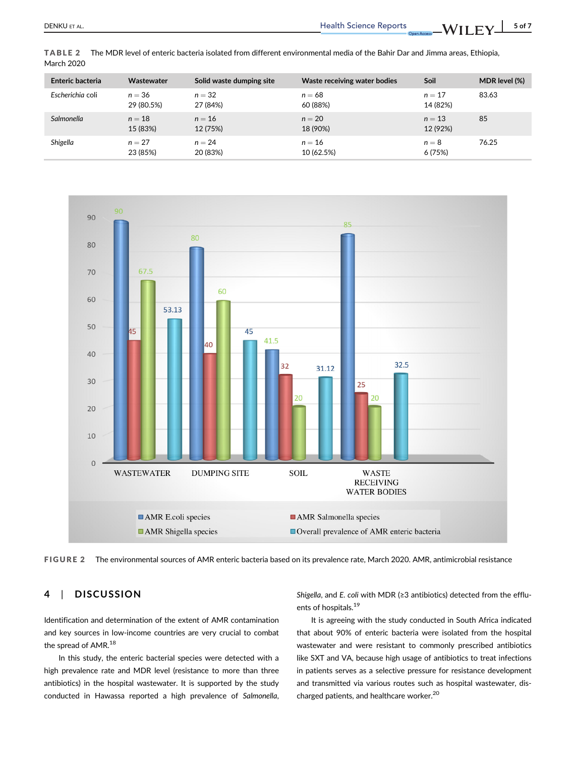**TABLE 2** The MDR level of enteric bacteria isolated from different environmental media of the Bahir Dar and Jimma areas, Ethiopia, March 2020

| Enteric bacteria | Wastewater | Solid waste dumping site | Waste receiving water bodies | Soil | MDR level (%) |
|---|---|---|---|---|---|
| *Escherichia* coli | n = 36<br>29 (80.5%) | n = 32<br>27 (84%) | n = 68<br>60 (88%) | n = 17<br>14 (82%) | 83.63 |
| *Salmonella* | n = 18<br>15 (83%) | n = 16<br>12 (75%) | n = 20<br>18 (90%) | n = 13<br>12 (92%) | 85 |
| *Shigella* | n = 27<br>23 (85%) | n = 24<br>20 (83%) | n = 16<br>10 (62.5%) | n = 8<br>6 (75%) | 76.25 |

**FIGURE 2** The environmental sources of AMR enteric bacteria based on its prevalence rate, March 2020. AMR, antimicrobial resistance

## 4 | DISCUSSION

Identification and determination of the extent of AMR contamination and key sources in low-income countries are very crucial to combat the spread of AMR.[18]

In this study, the enteric bacterial species were detected with a high prevalence rate and MDR level (resistance to more than three antibiotics) in the hospital wastewater. It is supported by the study conducted in Hawassa reported a high prevalence of *Salmonella*, *Shigella*, and *E. coli* with MDR (≥3 antibiotics) detected from the effluents of hospitals.[19]

It is agreeing with the study conducted in South Africa indicated that about 90% of enteric bacteria were isolated from the hospital wastewater and were resistant to commonly prescribed antibiotics like SXT and VA, because high usage of antibiotics to treat infections in patients serves as a selective pressure for resistance development and transmitted via various routes such as hospital wastewater, discharged patients, and healthcare worker.[20]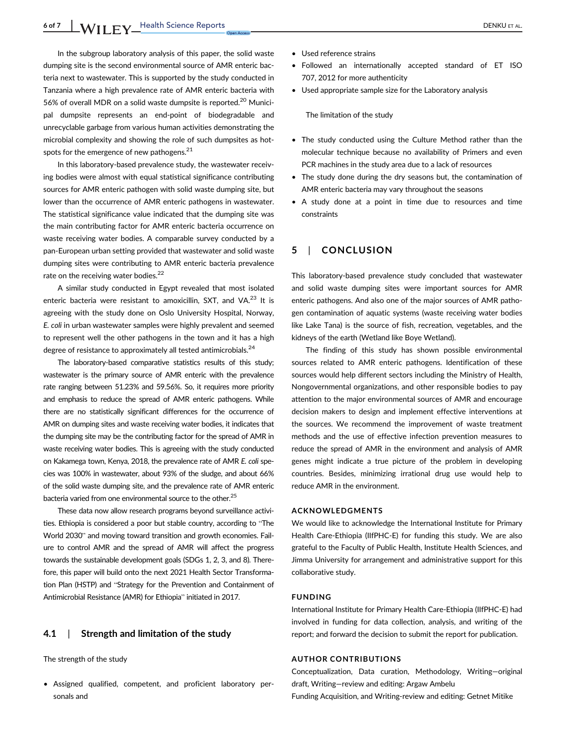In the subgroup laboratory analysis of this paper, the solid waste dumping site is the second environmental source of AMR enteric bacteria next to wastewater. This is supported by the study conducted in Tanzania where a high prevalence rate of AMR enteric bacteria with 56% of overall MDR on a solid waste dumpsite is reported.[20] Municipal dumpsite represents an end-point of biodegradable and unrecyclable garbage from various human activities demonstrating the microbial complexity and showing the role of such dumpsites as hotspots for the emergence of new pathogens.[21]

In this laboratory-based prevalence study, the wastewater receiving bodies were almost with equal statistical significance contributing sources for AMR enteric pathogen with solid waste dumping site, but lower than the occurrence of AMR enteric pathogens in wastewater. The statistical significance value indicated that the dumping site was the main contributing factor for AMR enteric bacteria occurrence on waste receiving water bodies. A comparable survey conducted by a pan-European urban setting provided that wastewater and solid waste dumping sites were contributing to AMR enteric bacteria prevalence rate on the receiving water bodies.[22]

A similar study conducted in Egypt revealed that most isolated enteric bacteria were resistant to amoxicillin, SXT, and VA.[23] It is agreeing with the study done on Oslo University Hospital, Norway, *E. coli* in urban wastewater samples were highly prevalent and seemed to represent well the other pathogens in the town and it has a high degree of resistance to approximately all tested antimicrobials.[24]

The laboratory-based comparative statistics results of this study; wastewater is the primary source of AMR enteric with the prevalence rate ranging between 51.23% and 59.56%. So, it requires more priority and emphasis to reduce the spread of AMR enteric pathogens. While there are no statistically significant differences for the occurrence of AMR on dumping sites and waste receiving water bodies, it indicates that the dumping site may be the contributing factor for the spread of AMR in waste receiving water bodies. This is agreeing with the study conducted on Kakamega town, Kenya, 2018, the prevalence rate of AMR *E. coli* species was 100% in wastewater, about 93% of the sludge, and about 66% of the solid waste dumping site, and the prevalence rate of AMR enteric bacteria varied from one environmental source to the other.[25]

These data now allow research programs beyond surveillance activities. Ethiopia is considered a poor but stable country, according to "The World 2030" and moving toward transition and growth economies. Failure to control AMR and the spread of AMR will affect the progress towards the sustainable development goals (SDGs 1, 2, 3, and 8). Therefore, this paper will build onto the next 2021 Health Sector Transformation Plan (HSTP) and "Strategy for the Prevention and Containment of Antimicrobial Resistance (AMR) for Ethiopia" initiated in 2017.

### 4.1 | Strength and limitation of the study

The strength of the study

- Assigned qualified, competent, and proficient laboratory personals and
- Used reference strains
- Followed an internationally accepted standard of ET ISO 707, 2012 for more authenticity
- Used appropriate sample size for the Laboratory analysis

The limitation of the study

- The study conducted using the Culture Method rather than the molecular technique because no availability of Primers and even PCR machines in the study area due to a lack of resources
- The study done during the dry seasons but, the contamination of AMR enteric bacteria may vary throughout the seasons
- A study done at a point in time due to resources and time constraints

## 5 | CONCLUSION

This laboratory-based prevalence study concluded that wastewater and solid waste dumping sites were important sources for AMR enteric pathogens. And also one of the major sources of AMR pathogen contamination of aquatic systems (waste receiving water bodies like Lake Tana) is the source of fish, recreation, vegetables, and the kidneys of the earth (Wetland like Boye Wetland).

The finding of this study has shown possible environmental sources related to AMR enteric pathogens. Identification of these sources would help different sectors including the Ministry of Health, Nongovernmental organizations, and other responsible bodies to pay attention to the major environmental sources of AMR and encourage decision makers to design and implement effective interventions at the sources. We recommend the improvement of waste treatment methods and the use of effective infection prevention measures to reduce the spread of AMR in the environment and analysis of AMR genes might indicate a true picture of the problem in developing countries. Besides, minimizing irrational drug use would help to reduce AMR in the environment.

## ACKNOWLEDGMENTS

We would like to acknowledge the International Institute for Primary Health Care-Ethiopia (IIfPHC-E) for funding this study. We are also grateful to the Faculty of Public Health, Institute Health Sciences, and Jimma University for arrangement and administrative support for this collaborative study.

## FUNDING

International Institute for Primary Health Care-Ethiopia (IIfPHC-E) had involved in funding for data collection, analysis, and writing of the report; and forward the decision to submit the report for publication.

## AUTHOR CONTRIBUTIONS

Conceptualization, Data curation, Methodology, Writing—original draft, Writing—review and editing: Argaw Ambelu
Funding Acquisition, and Writing-review and editing: Getnet Mitike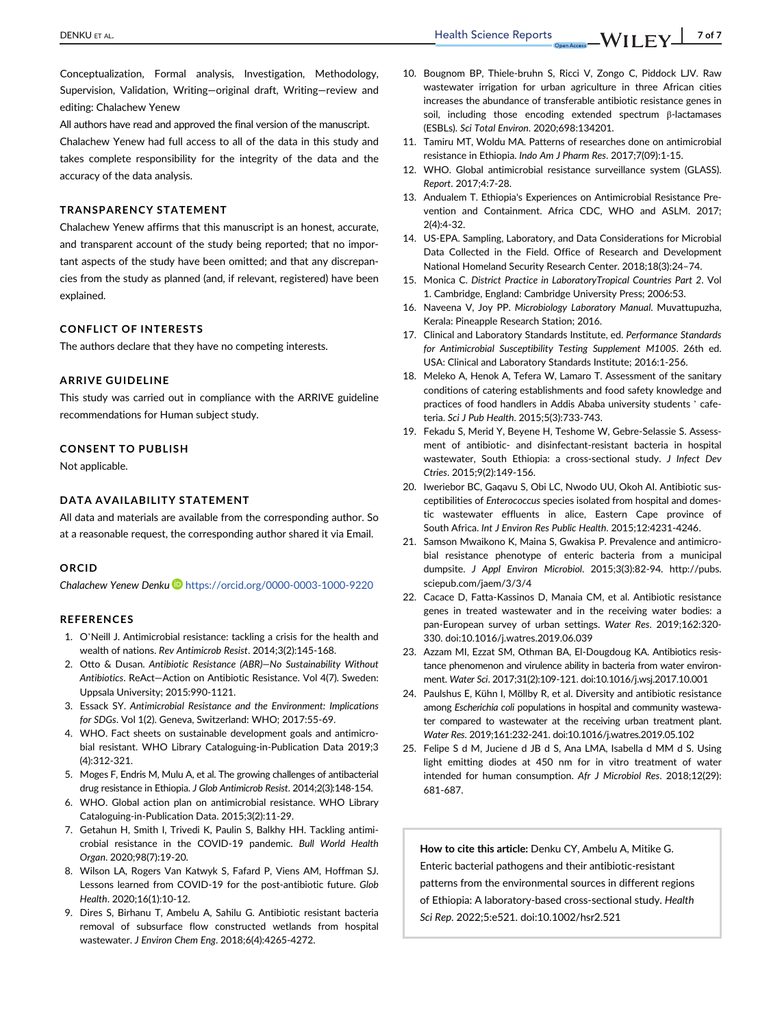Conceptualization, Formal analysis, Investigation, Methodology, Supervision, Validation, Writing—original draft, Writing—review and editing: Chalachew Yenew

All authors have read and approved the final version of the manuscript.

Chalachew Yenew had full access to all of the data in this study and takes complete responsibility for the integrity of the data and the accuracy of the data analysis.

## TRANSPARENCY STATEMENT

Chalachew Yenew affirms that this manuscript is an honest, accurate, and transparent account of the study being reported; that no important aspects of the study have been omitted; and that any discrepancies from the study as planned (and, if relevant, registered) have been explained.

## CONFLICT OF INTERESTS

The authors declare that they have no competing interests.

## ARRIVE GUIDELINE

This study was carried out in compliance with the ARRIVE guideline recommendations for Human subject study.

## CONSENT TO PUBLISH

Not applicable.

## DATA AVAILABILITY STATEMENT

All data and materials are available from the corresponding author. So at a reasonable request, the corresponding author shared it via Email.

## ORCID

*Chalachew Yenew Denku* https://orcid.org/0000-0003-1000-9220

## REFERENCES

1. O'Neill J. Antimicrobial resistance: tackling a crisis for the health and wealth of nations. *Rev Antimicrob Resist*. 2014;3(2):145-168.
2. Otto & Dusan. *Antibiotic Resistance (ABR)—No Sustainability Without Antibiotics*. ReAct—Action on Antibiotic Resistance. Vol 4(7). Sweden: Uppsala University; 2015:990-1121.
3. Essack SY. *Antimicrobial Resistance and the Environment: Implications for SDGs*. Vol 1(2). Geneva, Switzerland: WHO; 2017:55-69.
4. WHO. Fact sheets on sustainable development goals and antimicrobial resistant. WHO Library Cataloguing-in-Publication Data 2019;3(4):312-321.
5. Moges F, Endris M, Mulu A, et al. The growing challenges of antibacterial drug resistance in Ethiopia. *J Glob Antimicrob Resist*. 2014;2(3):148-154.
6. WHO. Global action plan on antimicrobial resistance. WHO Library Cataloguing-in-Publication Data. 2015;3(2):11-29.
7. Getahun H, Smith I, Trivedi K, Paulin S, Balkhy HH. Tackling antimicrobial resistance in the COVID-19 pandemic. *Bull World Health Organ*. 2020;98(7):19-20.
8. Wilson LA, Rogers Van Katwyk S, Fafard P, Viens AM, Hoffman SJ. Lessons learned from COVID-19 for the post-antibiotic future. *Glob Health*. 2020;16(1):10-12.
9. Dires S, Birhanu T, Ambelu A, Sahilu G. Antibiotic resistant bacteria removal of subsurface flow constructed wetlands from hospital wastewater. *J Environ Chem Eng*. 2018;6(4):4265-4272.
10. Bougnom BP, Thiele-bruhn S, Ricci V, Zongo C, Piddock LJV. Raw wastewater irrigation for urban agriculture in three African cities increases the abundance of transferable antibiotic resistance genes in soil, including those encoding extended spectrum β-lactamases (ESBLs). *Sci Total Environ*. 2020;698:134201.
11. Tamiru MT, Woldu MA. Patterns of researches done on antimicrobial resistance in Ethiopia. *Indo Am J Pharm Res*. 2017;7(09):1-15.
12. WHO. Global antimicrobial resistance surveillance system (GLASS). *Report*. 2017;4:7-28.
13. Andualem T. Ethiopia's Experiences on Antimicrobial Resistance Prevention and Containment. Africa CDC, WHO and ASLM. 2017; 2(4):4-32.
14. US-EPA. Sampling, Laboratory, and Data Considerations for Microbial Data Collected in the Field. Office of Research and Development National Homeland Security Research Center. 2018;18(3):24–74.
15. Monica C. *District Practice in LaboratoryTropical Countries Part 2*. Vol 1. Cambridge, England: Cambridge University Press; 2006:53.
16. Naveena V, Joy PP. *Microbiology Laboratory Manual*. Muvattupuzha, Kerala: Pineapple Research Station; 2016.
17. Clinical and Laboratory Standards Institute, ed. *Performance Standards for Antimicrobial Susceptibility Testing Supplement M100S*. 26th ed. USA: Clinical and Laboratory Standards Institute; 2016:1-256.
18. Meleko A, Henok A, Tefera W, Lamaro T. Assessment of the sanitary conditions of catering establishments and food safety knowledge and practices of food handlers in Addis Ababa university students ' cafeteria. *Sci J Pub Health*. 2015;5(3):733-743.
19. Fekadu S, Merid Y, Beyene H, Teshome W, Gebre-Selassie S. Assessment of antibiotic- and disinfectant-resistant bacteria in hospital wastewater, South Ethiopia: a cross-sectional study. *J Infect Dev Ctries*. 2015;9(2):149-156.
20. Iweriebor BC, Gaqavu S, Obi LC, Nwodo UU, Okoh AI. Antibiotic susceptibilities of *Enterococcus* species isolated from hospital and domestic wastewater effluents in alice, Eastern Cape province of South Africa. *Int J Environ Res Public Health*. 2015;12:4231-4246.
21. Samson Mwaikono K, Maina S, Gwakisa P. Prevalence and antimicrobial resistance phenotype of enteric bacteria from a municipal dumpsite. *J Appl Environ Microbiol*. 2015;3(3):82-94. http://pubs.sciepub.com/jaem/3/3/4
22. Cacace D, Fatta-Kassinos D, Manaia CM, et al. Antibiotic resistance genes in treated wastewater and in the receiving water bodies: a pan-European survey of urban settings. *Water Res*. 2019;162:320-330. doi:10.1016/j.watres.2019.06.039
23. Azzam MI, Ezzat SM, Othman BA, El-Dougdoug KA. Antibiotics resistance phenomenon and virulence ability in bacteria from water environment. *Water Sci*. 2017;31(2):109-121. doi:10.1016/j.wsj.2017.10.001
24. Paulshus E, Kühn I, Möllby R, et al. Diversity and antibiotic resistance among *Escherichia coli* populations in hospital and community wastewater compared to wastewater at the receiving urban treatment plant. *Water Res*. 2019;161:232-241. doi:10.1016/j.watres.2019.05.102
25. Felipe S d M, Juciene d JB d S, Ana LMA, Isabella d MM d S. Using light emitting diodes at 450 nm for in vitro treatment of water intended for human consumption. *Afr J Microbiol Res*. 2018;12(29): 681-687.

**How to cite this article:** Denku CY, Ambelu A, Mitike G. Enteric bacterial pathogens and their antibiotic-resistant patterns from the environmental sources in different regions of Ethiopia: A laboratory-based cross-sectional study. *Health Sci Rep*. 2022;5:e521. doi:10.1002/hsr2.521